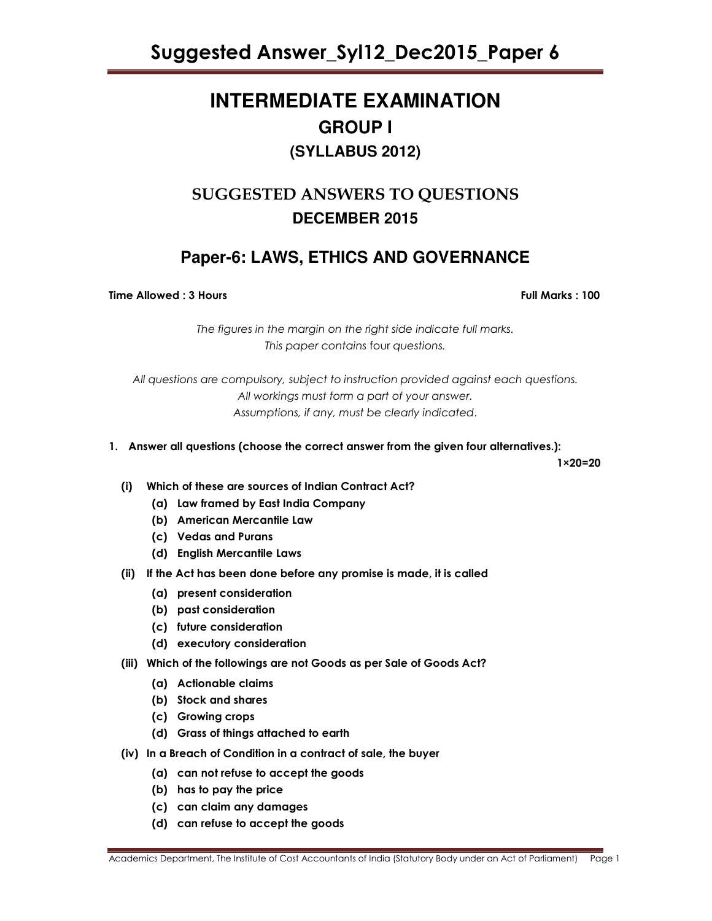# INTERMEDIATE EXAMINATION

## GROUP I

### (SYLLABUS 2012)

## SUGGESTED ANSWERS TO QUESTIONS

### DECEMBER 2015

## Paper-6: LAWS, ETHICS AND GOVERNANCE

**Time Allowed : 3 Hours** **Full Marks : 100**

*The figures in the margin on the right side indicate full marks.*
*This paper contains* four *questions.*

*All questions are compulsory, subject to instruction provided against each questions.*
*All workings must form a part of your answer.*
*Assumptions, if any, must be clearly indicated*.

**1. Answer all questions (choose the correct answer from the given four alternatives.):** **1×20=20**

**(i) Which of these are sources of Indian Contract Act?**
- **(a) Law framed by East India Company**
- **(b) American Mercantile Law**
- **(c) Vedas and Purans**
- **(d) English Mercantile Laws**

**(ii) If the Act has been done before any promise is made, it is called**
- **(a) present consideration**
- **(b) past consideration**
- **(c) future consideration**
- **(d) executory consideration**

**(iii) Which of the followings are not Goods as per Sale of Goods Act?**
- **(a) Actionable claims**
- **(b) Stock and shares**
- **(c) Growing crops**
- **(d) Grass of things attached to earth**

**(iv) In a Breach of Condition in a contract of sale, the buyer**
- **(a) can not refuse to accept the goods**
- **(b) has to pay the price**
- **(c) can claim any damages**
- **(d) can refuse to accept the goods**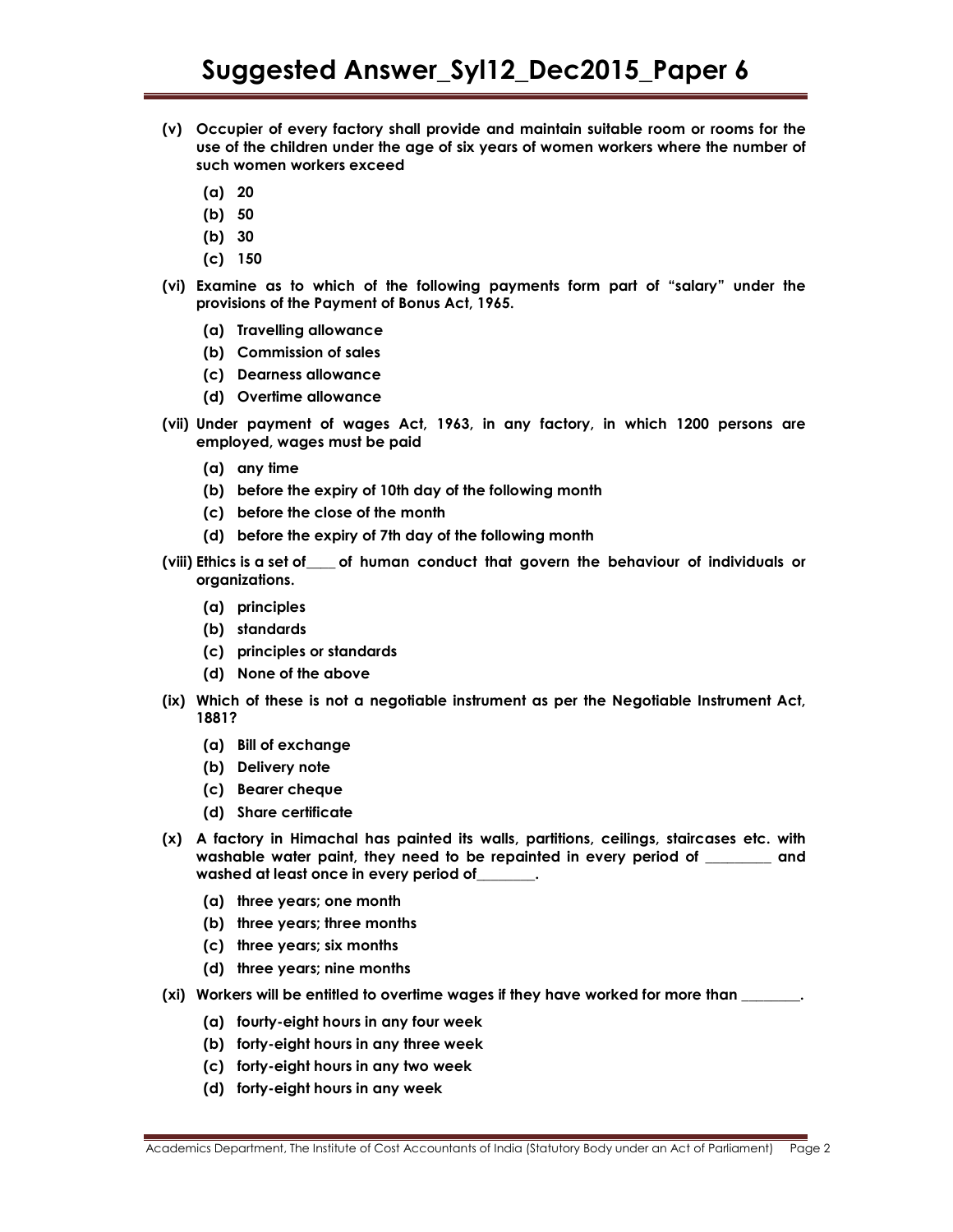**(v) Occupier of every factory shall provide and maintain suitable room or rooms for the use of the children under the age of six years of women workers where the number of such women workers exceed**

**(a) 20**

**(b) 50**

**(b) 30**

**(c) 150**

**(vi) Examine as to which of the following payments form part of "salary" under the provisions of the Payment of Bonus Act, 1965.**

**(a) Travelling allowance**

**(b) Commission of sales**

**(c) Dearness allowance**

**(d) Overtime allowance**

**(vii) Under payment of wages Act, 1963, in any factory, in which 1200 persons are employed, wages must be paid**

**(a) any time**

**(b) before the expiry of 10th day of the following month**

**(c) before the close of the month**

**(d) before the expiry of 7th day of the following month**

**(viii) Ethics is a set of____ of human conduct that govern the behaviour of individuals or organizations.**

**(a) principles**

**(b) standards**

**(c) principles or standards**

**(d) None of the above**

**(ix) Which of these is not a negotiable instrument as per the Negotiable Instrument Act, 1881?**

**(a) Bill of exchange**

**(b) Delivery note**

**(c) Bearer cheque**

**(d) Share certificate**

**(x) A factory in Himachal has painted its walls, partitions, ceilings, staircases etc. with washable water paint, they need to be repainted in every period of _________ and washed at least once in every period of________.**

**(a) three years; one month**

**(b) three years; three months**

**(c) three years; six months**

**(d) three years; nine months**

**(xi) Workers will be entitled to overtime wages if they have worked for more than ________.**

**(a) fourty-eight hours in any four week**

**(b) forty-eight hours in any three week**

**(c) forty-eight hours in any two week**

**(d) forty-eight hours in any week**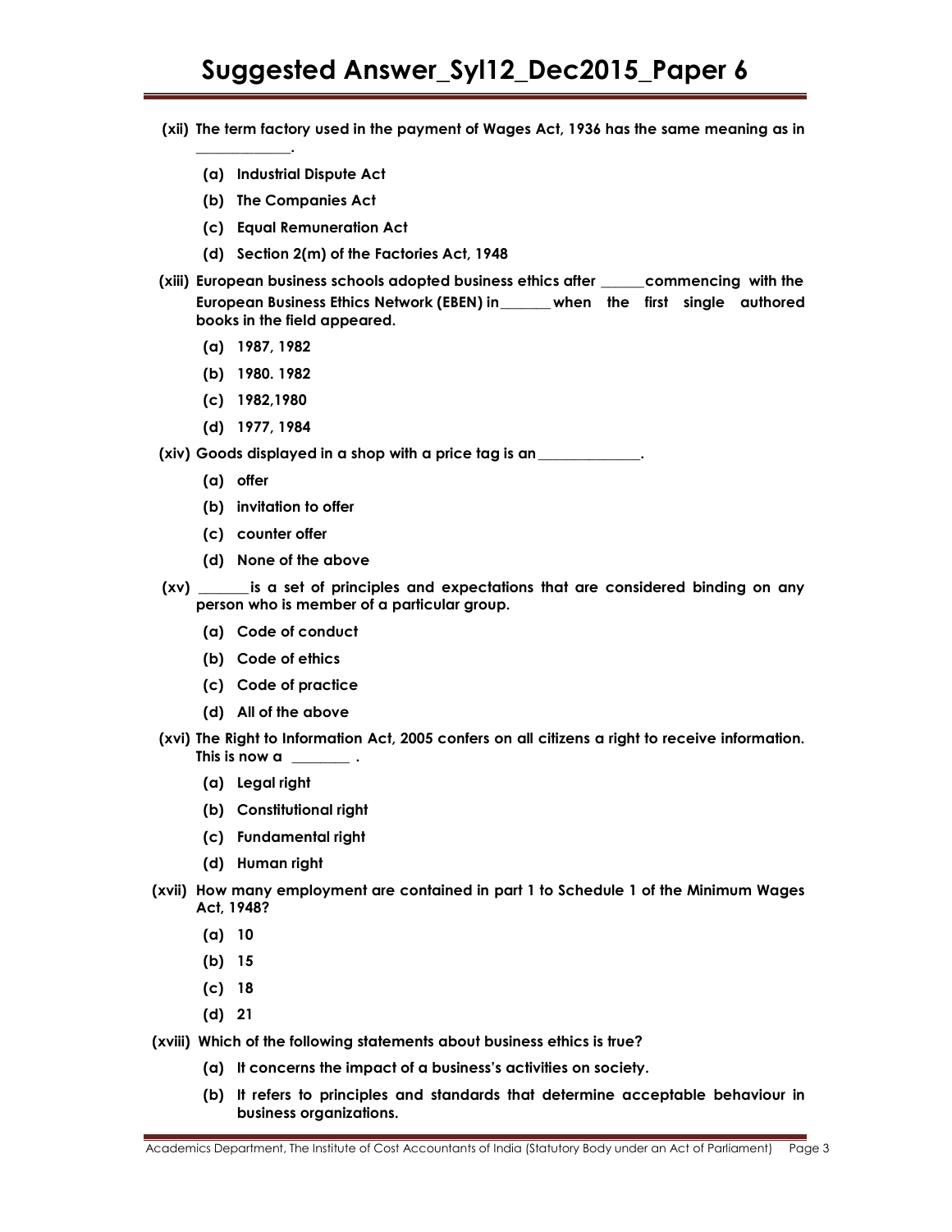**(xii) The term factory used in the payment of Wages Act, 1936 has the same meaning as in \_\_\_\_\_\_\_\_\_\_\_\_.**

- **(a) Industrial Dispute Act**
- **(b) The Companies Act**
- **(c) Equal Remuneration Act**
- **(d) Section 2(m) of the Factories Act, 1948**

**(xiii) European business schools adopted business ethics after \_\_\_\_\_\_commencing with the European Business Ethics Network (EBEN) in\_\_\_\_\_\_\_ when the first single authored books in the field appeared.**

- **(a) 1987, 1982**
- **(b) 1980. 1982**
- **(c) 1982,1980**
- **(d) 1977, 1984**

**(xiv) Goods displayed in a shop with a price tag is an\_\_\_\_\_\_\_\_\_\_\_\_\_\_.**

- **(a) offer**
- **(b) invitation to offer**
- **(c) counter offer**
- **(d) None of the above**

**(xv) \_\_\_\_\_\_\_is a set of principles and expectations that are considered binding on any person who is member of a particular group.**

- **(a) Code of conduct**
- **(b) Code of ethics**
- **(c) Code of practice**
- **(d) All of the above**

**(xvi) The Right to Information Act, 2005 confers on all citizens a right to receive information. This is now a \_\_\_\_\_\_\_\_ .**

- **(a) Legal right**
- **(b) Constitutional right**
- **(c) Fundamental right**
- **(d) Human right**

**(xvii) How many employment are contained in part 1 to Schedule 1 of the Minimum Wages Act, 1948?**

- **(a) 10**
- **(b) 15**
- **(c) 18**
- **(d) 21**

**(xviii) Which of the following statements about business ethics is true?**

- **(a) It concerns the impact of a business's activities on society.**
- **(b) It refers to principles and standards that determine acceptable behaviour in business organizations.**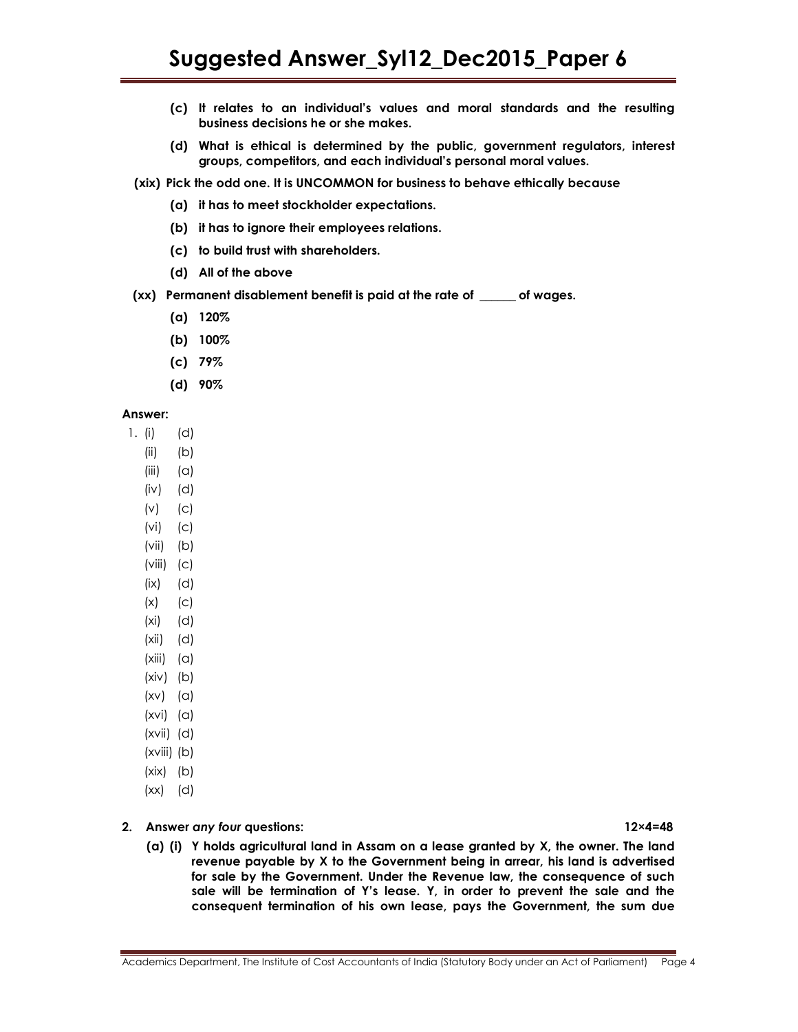**(c) It relates to an individual's values and moral standards and the resulting business decisions he or she makes.**

**(d) What is ethical is determined by the public, government regulators, interest groups, competitors, and each individual's personal moral values.**

**(xix) Pick the odd one. It is UNCOMMON for business to behave ethically because**

**(a) it has to meet stockholder expectations.**

**(b) it has to ignore their employees relations.**

**(c) to build trust with shareholders.**

**(d) All of the above**

**(xx) Permanent disablement benefit is paid at the rate of ______ of wages.**

**(a) 120%**

**(b) 100%**

**(c) 79%**

**(d) 90%**

**Answer:**

1. (i) (d)
   (ii) (b)
   (iii) (a)
   (iv) (d)
   (v) (c)
   (vi) (c)
   (vii) (b)
   (viii) (c)
   (ix) (d)
   (x) (c)
   (xi) (d)
   (xii) (d)
   (xiii) (a)
   (xiv) (b)
   (xv) (a)
   (xvi) (a)
   (xvii) (d)
   (xviii) (b)
   (xix) (b)
   (xx) (d)

**2. Answer *any four* questions: 12×4=48**

**(a) (i) Y holds agricultural land in Assam on a lease granted by X, the owner. The land revenue payable by X to the Government being in arrear, his land is advertised for sale by the Government. Under the Revenue law, the consequence of such sale will be termination of Y's lease. Y, in order to prevent the sale and the consequent termination of his own lease, pays the Government, the sum due**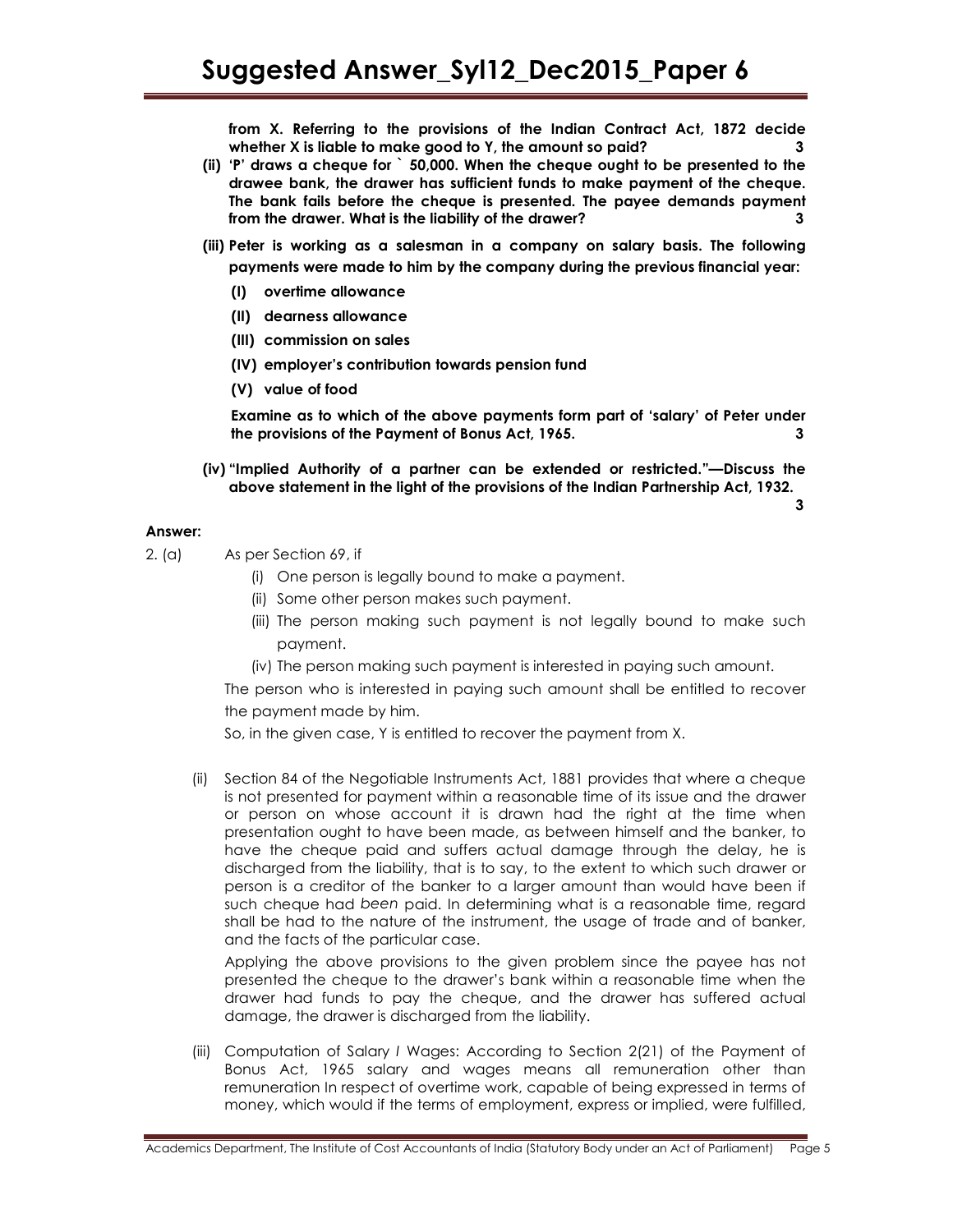**from X. Referring to the provisions of the Indian Contract Act, 1872 decide whether X is liable to make good to Y, the amount so paid? 3**

**(ii) 'P' draws a cheque for ` 50,000. When the cheque ought to be presented to the drawee bank, the drawer has sufficient funds to make payment of the cheque. The bank fails before the cheque is presented. The payee demands payment from the drawer. What is the liability of the drawer? 3**

**(iii) Peter is working as a salesman in a company on salary basis. The following payments were made to him by the company during the previous financial year:**

- **(I) overtime allowance**
- **(II) dearness allowance**
- **(III) commission on sales**
- **(IV) employer's contribution towards pension fund**
- **(V) value of food**

**Examine as to which of the above payments form part of 'salary' of Peter under the provisions of the Payment of Bonus Act, 1965. 3**

**(iv) "Implied Authority of a partner can be extended or restricted."—Discuss the above statement in the light of the provisions of the Indian Partnership Act, 1932. 3**

**Answer:**

2. (a) As per Section 69, if

   (i) One person is legally bound to make a payment.

   (ii) Some other person makes such payment.

   (iii) The person making such payment is not legally bound to make such payment.

   (iv) The person making such payment is interested in paying such amount.

   The person who is interested in paying such amount shall be entitled to recover the payment made by him.

   So, in the given case, Y is entitled to recover the payment from X.

(ii) Section 84 of the Negotiable Instruments Act, 1881 provides that where a cheque is not presented for payment within a reasonable time of its issue and the drawer or person on whose account it is drawn had the right at the time when presentation ought to have been made, as between himself and the banker, to have the cheque paid and suffers actual damage through the delay, he is discharged from the liability, that is to say, to the extent to which such drawer or person is a creditor of the banker to a larger amount than would have been if such cheque had *been* paid. In determining what is a reasonable time, regard shall be had to the nature of the instrument, the usage of trade and of banker, and the facts of the particular case.

Applying the above provisions to the given problem since the payee has not presented the cheque to the drawer's bank within a reasonable time when the drawer had funds to pay the cheque, and the drawer has suffered actual damage, the drawer is discharged from the liability.

(iii) Computation of Salary / Wages: According to Section 2(21) of the Payment of Bonus Act, 1965 salary and wages means all remuneration other than remuneration In respect of overtime work, capable of being expressed in terms of money, which would if the terms of employment, express or implied, were fulfilled,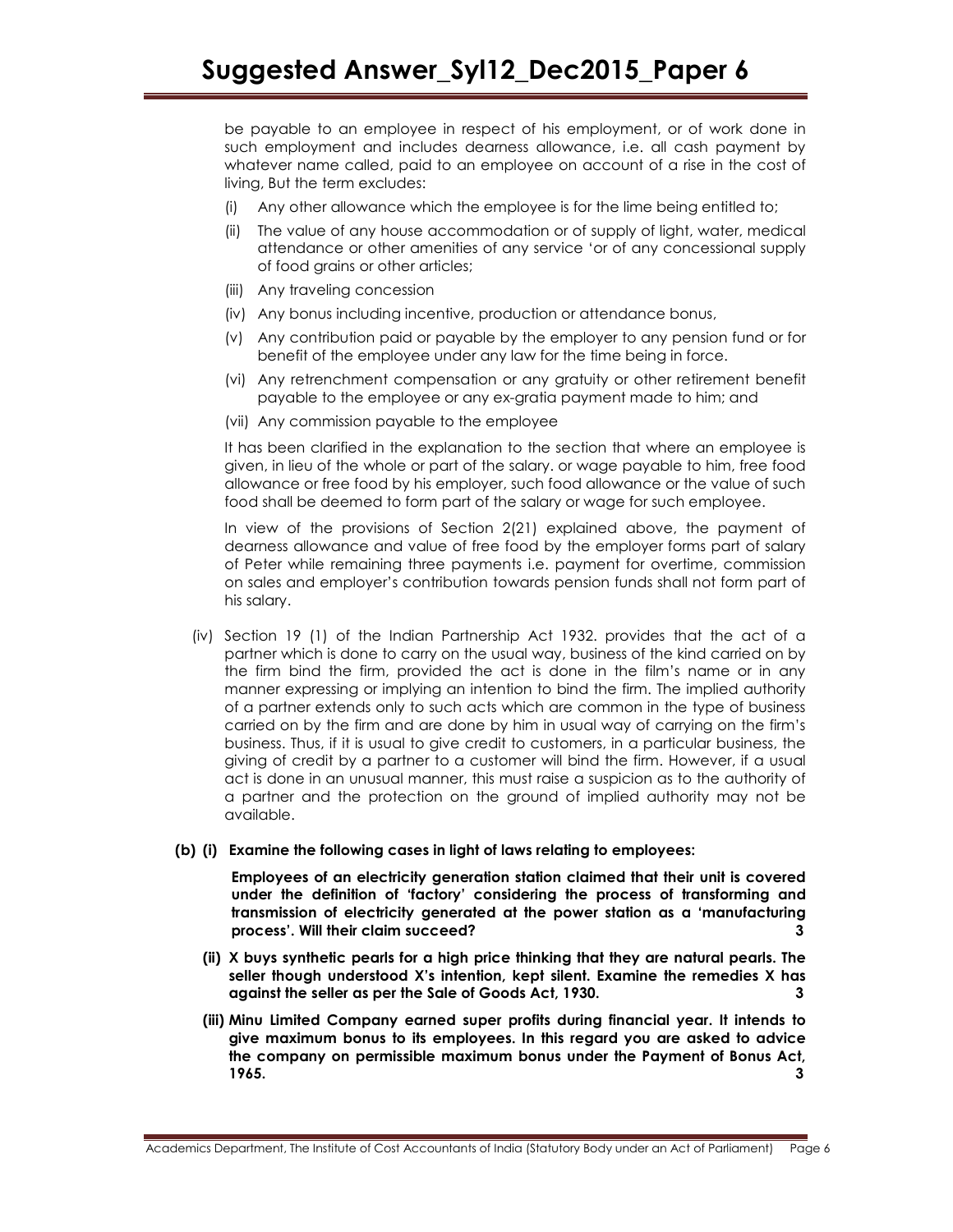be payable to an employee in respect of his employment, or of work done in such employment and includes dearness allowance, i.e. all cash payment by whatever name called, paid to an employee on account of a rise in the cost of living, But the term excludes:

(i) Any other allowance which the employee is for the lime being entitled to;

(ii) The value of any house accommodation or of supply of light, water, medical attendance or other amenities of any service 'or of any concessional supply of food grains or other articles;

(iii) Any traveling concession

(iv) Any bonus including incentive, production or attendance bonus,

(v) Any contribution paid or payable by the employer to any pension fund or for benefit of the employee under any law for the time being in force.

(vi) Any retrenchment compensation or any gratuity or other retirement benefit payable to the employee or any ex-gratia payment made to him; and

(vii) Any commission payable to the employee

It has been clarified in the explanation to the section that where an employee is given, in lieu of the whole or part of the salary. or wage payable to him, free food allowance or free food by his employer, such food allowance or the value of such food shall be deemed to form part of the salary or wage for such employee.

In view of the provisions of Section 2(21) explained above, the payment of dearness allowance and value of free food by the employer forms part of salary of Peter while remaining three payments i.e. payment for overtime, commission on sales and employer's contribution towards pension funds shall not form part of his salary.

(iv) Section 19 (1) of the Indian Partnership Act 1932. provides that the act of a partner which is done to carry on the usual way, business of the kind carried on by the firm bind the firm, provided the act is done in the film's name or in any manner expressing or implying an intention to bind the firm. The implied authority of a partner extends only to such acts which are common in the type of business carried on by the firm and are done by him in usual way of carrying on the firm's business. Thus, if it is usual to give credit to customers, in a particular business, the giving of credit by a partner to a customer will bind the firm. However, if a usual act is done in an unusual manner, this must raise a suspicion as to the authority of a partner and the protection on the ground of implied authority may not be available.

**(b) (i) Examine the following cases in light of laws relating to employees:**

**Employees of an electricity generation station claimed that their unit is covered under the definition of 'factory' considering the process of transforming and transmission of electricity generated at the power station as a 'manufacturing process'. Will their claim succeed? 3**

**(ii) X buys synthetic pearls for a high price thinking that they are natural pearls. The seller though understood X's intention, kept silent. Examine the remedies X has against the seller as per the Sale of Goods Act, 1930. 3**

**(iii) Minu Limited Company earned super profits during financial year. It intends to give maximum bonus to its employees. In this regard you are asked to advice the company on permissible maximum bonus under the Payment of Bonus Act, 1965. 3**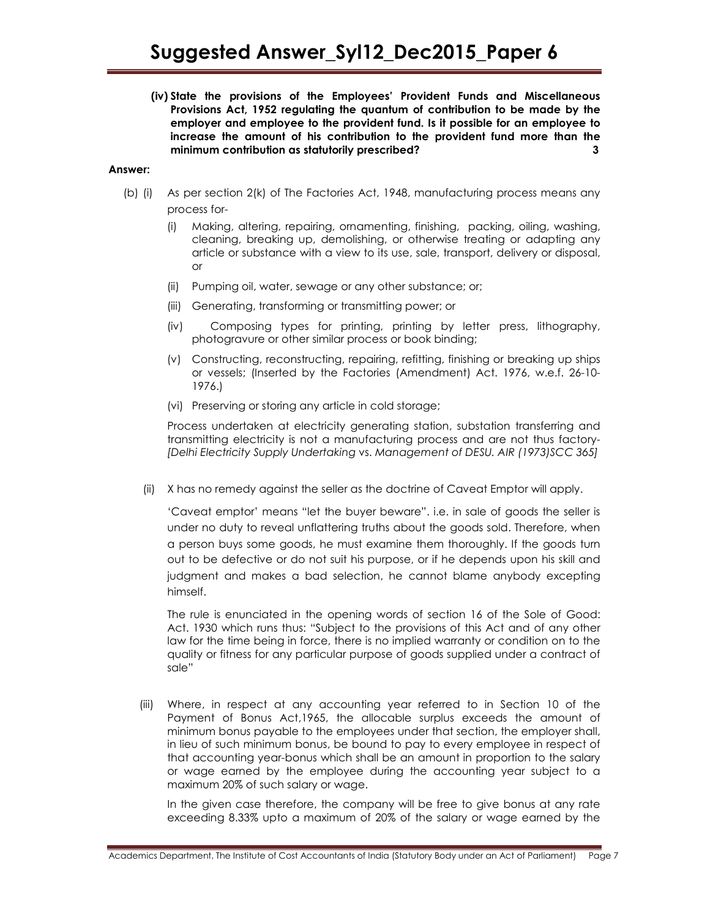**(iv) State the provisions of the Employees' Provident Funds and Miscellaneous Provisions Act, 1952 regulating the quantum of contribution to be made by the employer and employee to the provident fund. Is it possible for an employee to increase the amount of his contribution to the provident fund more than the minimum contribution as statutorily prescribed? 3**

**Answer:**

(b) (i) As per section 2(k) of The Factories Act, 1948, manufacturing process means any process for-

(i) Making, altering, repairing, ornamenting, finishing, packing, oiling, washing, cleaning, breaking up, demolishing, or otherwise treating or adapting any article or substance with a view to its use, sale, transport, delivery or disposal, or

(ii) Pumping oil, water, sewage or any other substance; or;

(iii) Generating, transforming or transmitting power; or

(iv) Composing types for printing, printing by letter press, lithography, photogravure or other similar process or book binding;

(v) Constructing, reconstructing, repairing, refitting, finishing or breaking up ships or vessels; (Inserted by the Factories (Amendment) Act. 1976, w.e.f. 26-10-1976.)

(vi) Preserving or storing any article in cold storage;

Process undertaken at electricity generating station, substation transferring and transmitting electricity is not a manufacturing process and are not thus factory- *[Delhi Electricity Supply Undertaking* vs. *Management of DESU. AIR (1973)SCC 365]*

(ii) X has no remedy against the seller as the doctrine of Caveat Emptor will apply.

'Caveat emptor' means "let the buyer beware". i.e. in sale of goods the seller is under no duty to reveal unflattering truths about the goods sold. Therefore, when a person buys some goods, he must examine them thoroughly. If the goods turn out to be defective or do not suit his purpose, or if he depends upon his skill and judgment and makes a bad selection, he cannot blame anybody excepting himself.

The rule is enunciated in the opening words of section 16 of the Sole of Good: Act. 1930 which runs thus: "Subject to the provisions of this Act and of any other law for the time being in force, there is no implied warranty or condition on to the quality or fitness for any particular purpose of goods supplied under a contract of sale"

(iii) Where, in respect at any accounting year referred to in Section 10 of the Payment of Bonus Act,1965, the allocable surplus exceeds the amount of minimum bonus payable to the employees under that section, the employer shall, in lieu of such minimum bonus, be bound to pay to every employee in respect of that accounting year-bonus which shall be an amount in proportion to the salary or wage earned by the employee during the accounting year subject to a maximum 20% of such salary or wage.

In the given case therefore, the company will be free to give bonus at any rate exceeding 8.33% upto a maximum of 20% of the salary or wage earned by the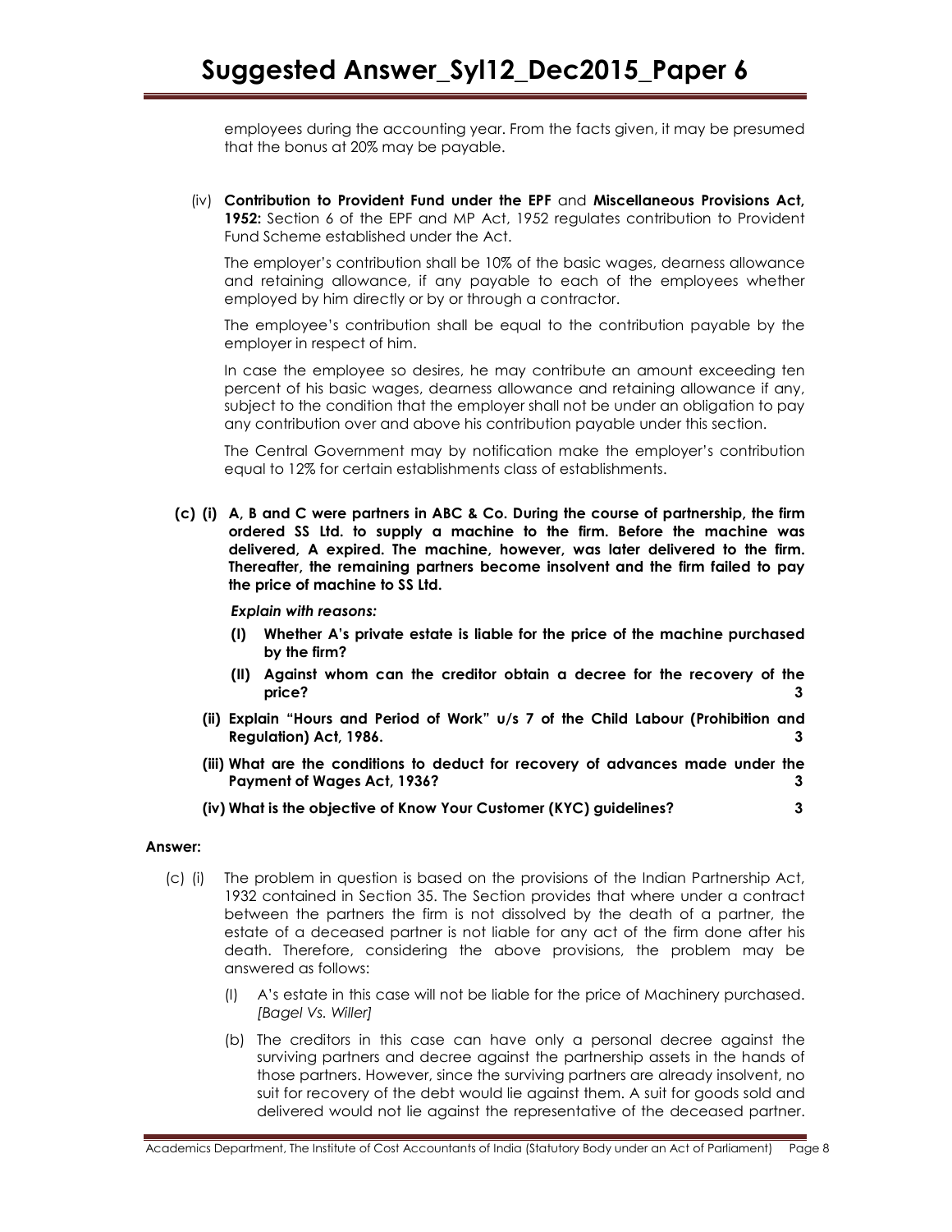employees during the accounting year. From the facts given, it may be presumed that the bonus at 20% may be payable.

(iv) **Contribution to Provident Fund under the EPF** and **Miscellaneous Provisions Act, 1952:** Section 6 of the EPF and MP Act, 1952 regulates contribution to Provident Fund Scheme established under the Act.

The employer's contribution shall be 10% of the basic wages, dearness allowance and retaining allowance, if any payable to each of the employees whether employed by him directly or by or through a contractor.

The employee's contribution shall be equal to the contribution payable by the employer in respect of him.

In case the employee so desires, he may contribute an amount exceeding ten percent of his basic wages, dearness allowance and retaining allowance if any, subject to the condition that the employer shall not be under an obligation to pay any contribution over and above his contribution payable under this section.

The Central Government may by notification make the employer's contribution equal to 12% for certain establishments class of establishments.

**(c) (i) A, B and C were partners in ABC & Co. During the course of partnership, the firm ordered SS Ltd. to supply a machine to the firm. Before the machine was delivered, A expired. The machine, however, was later delivered to the firm. Thereafter, the remaining partners become insolvent and the firm failed to pay the price of machine to SS Ltd.**

***Explain with reasons:***

**(I) Whether A's private estate is liable for the price of the machine purchased by the firm?**

**(II) Against whom can the creditor obtain a decree for the recovery of the price? 3**

**(ii) Explain "Hours and Period of Work" u/s 7 of the Child Labour (Prohibition and Regulation) Act, 1986. 3**

**(iii) What are the conditions to deduct for recovery of advances made under the Payment of Wages Act, 1936? 3**

**(iv) What is the objective of Know Your Customer (KYC) guidelines? 3**

**Answer:**

(c) (i) The problem in question is based on the provisions of the Indian Partnership Act, 1932 contained in Section 35. The Section provides that where under a contract between the partners the firm is not dissolved by the death of a partner, the estate of a deceased partner is not liable for any act of the firm done after his death. Therefore, considering the above provisions, the problem may be answered as follows:

(I) A's estate in this case will not be liable for the price of Machinery purchased. *[Bagel Vs. Willer]*

(b) The creditors in this case can have only a personal decree against the surviving partners and decree against the partnership assets in the hands of those partners. However, since the surviving partners are already insolvent, no suit for recovery of the debt would lie against them. A suit for goods sold and delivered would not lie against the representative of the deceased partner.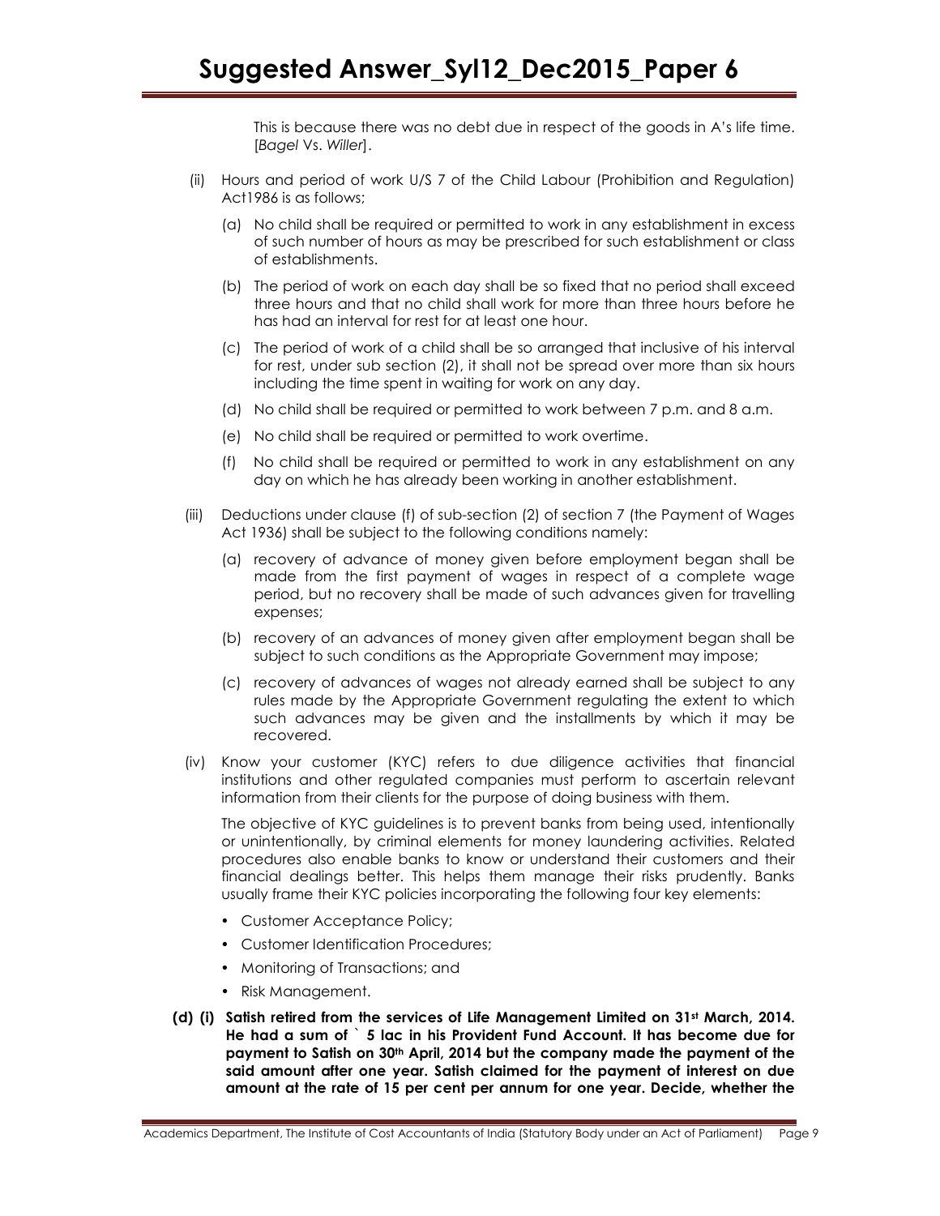This is because there was no debt due in respect of the goods in A's life time. [*Bagel* Vs. *Willer*].

(ii) Hours and period of work U/S 7 of the Child Labour (Prohibition and Regulation) Act1986 is as follows;

(a) No child shall be required or permitted to work in any establishment in excess of such number of hours as may be prescribed for such establishment or class of establishments.

(b) The period of work on each day shall be so fixed that no period shall exceed three hours and that no child shall work for more than three hours before he has had an interval for rest for at least one hour.

(c) The period of work of a child shall be so arranged that inclusive of his interval for rest, under sub section (2), it shall not be spread over more than six hours including the time spent in waiting for work on any day.

(d) No child shall be required or permitted to work between 7 p.m. and 8 a.m.

(e) No child shall be required or permitted to work overtime.

(f) No child shall be required or permitted to work in any establishment on any day on which he has already been working in another establishment.

(iii) Deductions under clause (f) of sub-section (2) of section 7 (the Payment of Wages Act 1936) shall be subject to the following conditions namely:

(a) recovery of advance of money given before employment began shall be made from the first payment of wages in respect of a complete wage period, but no recovery shall be made of such advances given for travelling expenses;

(b) recovery of an advances of money given after employment began shall be subject to such conditions as the Appropriate Government may impose;

(c) recovery of advances of wages not already earned shall be subject to any rules made by the Appropriate Government regulating the extent to which such advances may be given and the installments by which it may be recovered.

(iv) Know your customer (KYC) refers to due diligence activities that financial institutions and other regulated companies must perform to ascertain relevant information from their clients for the purpose of doing business with them.

The objective of KYC guidelines is to prevent banks from being used, intentionally or unintentionally, by criminal elements for money laundering activities. Related procedures also enable banks to know or understand their customers and their financial dealings better. This helps them manage their risks prudently. Banks usually frame their KYC policies incorporating the following four key elements:

- Customer Acceptance Policy;
- Customer Identification Procedures;
- Monitoring of Transactions; and
- Risk Management.

**(d) (i) Satish retired from the services of Life Management Limited on 31st March, 2014. He had a sum of ` 5 lac in his Provident Fund Account. It has become due for payment to Satish on 30th April, 2014 but the company made the payment of the said amount after one year. Satish claimed for the payment of interest on due amount at the rate of 15 per cent per annum for one year. Decide, whether the**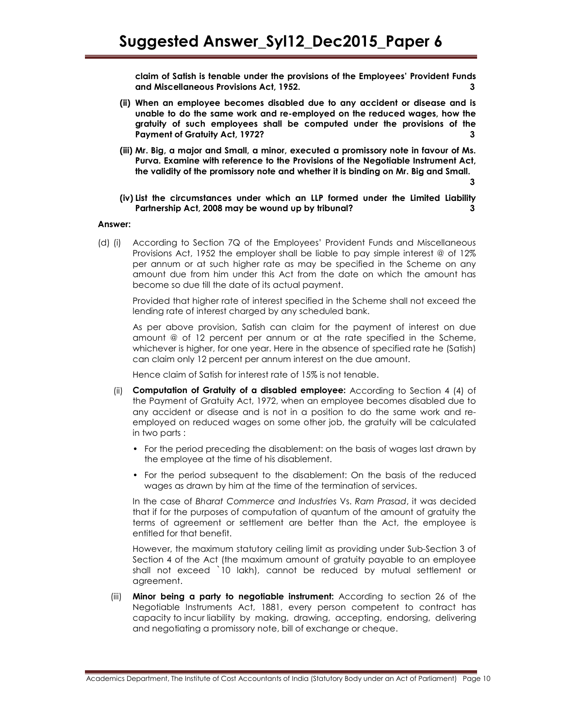**claim of Satish is tenable under the provisions of the Employees' Provident Funds and Miscellaneous Provisions Act, 1952. 3**

**(ii) When an employee becomes disabled due to any accident or disease and is unable to do the same work and re-employed on the reduced wages, how the gratuity of such employees shall be computed under the provisions of the Payment of Gratuity Act, 1972? 3**

**(iii) Mr. Big, a major and Small, a minor, executed a promissory note in favour of Ms. Purva. Examine with reference to the Provisions of the Negotiable Instrument Act, the validity of the promissory note and whether it is binding on Mr. Big and Small. 3**

**(iv) List the circumstances under which an LLP formed under the Limited Liability Partnership Act, 2008 may be wound up by tribunal? 3**

**Answer:**

(d) (i) According to Section 7Q of the Employees' Provident Funds and Miscellaneous Provisions Act, 1952 the employer shall be liable to pay simple interest @ of 12% per annum or at such higher rate as may be specified in the Scheme on any amount due from him under this Act from the date on which the amount has become so due till the date of its actual payment.

Provided that higher rate of interest specified in the Scheme shall not exceed the lending rate of interest charged by any scheduled bank.

As per above provision, Satish can claim for the payment of interest on due amount @ of 12 percent per annum or at the rate specified in the Scheme, whichever is higher, for one year. Here in the absence of specified rate he (Satish) can claim only 12 percent per annum interest on the due amount.

Hence claim of Satish for interest rate of 15% is not tenable.

(ii) **Computation of Gratuity of a disabled employee:** According to Section 4 (4) of the Payment of Gratuity Act, 1972, when an employee becomes disabled due to any accident or disease and is not in a position to do the same work and re-employed on reduced wages on some other job, the gratuity will be calculated in two parts :

- For the period preceding the disablement: on the basis of wages last drawn by the employee at the time of his disablement.
- For the period subsequent to the disablement: On the basis of the reduced wages as drawn by him at the time of the termination of services.

In the case of *Bharat Commerce and Industries* Vs. *Ram Prasad*, it was decided that if for the purposes of computation of quantum of the amount of gratuity the terms of agreement or settlement are better than the Act, the employee is entitled for that benefit.

However, the maximum statutory ceiling limit as providing under Sub-Section 3 of Section 4 of the Act (the maximum amount of gratuity payable to an employee shall not exceed `10 lakh), cannot be reduced by mutual settlement or agreement.

(iii) **Minor being a party to negotiable instrument:** According to section 26 of the Negotiable Instruments Act, 1881, every person competent to contract has capacity to incur liability by making, drawing, accepting, endorsing, delivering and negotiating a promissory note, bill of exchange or cheque.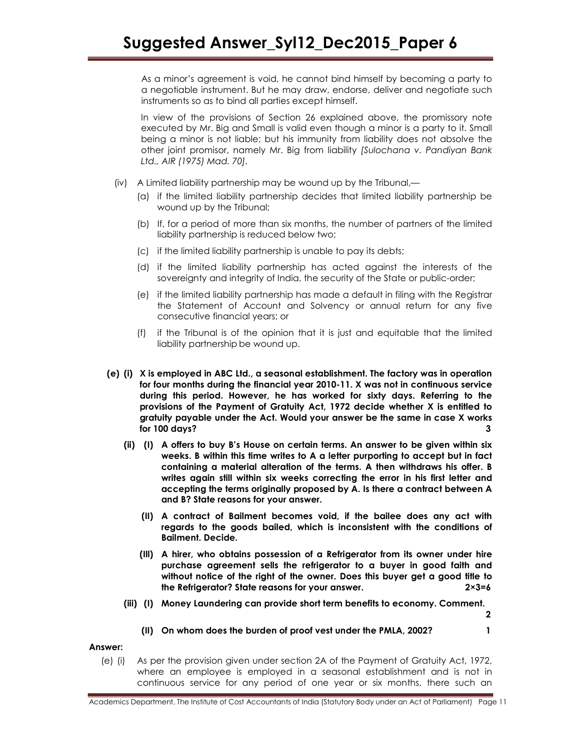As a minor's agreement is void, he cannot bind himself by becoming a party to a negotiable instrument. But he may draw, endorse, deliver and negotiate such instruments so as to bind all parties except himself.

In view of the provisions of Section 26 explained above, the promissory note executed by Mr. Big and Small is valid even though a minor is a party to it. Small being a minor is not liable; but his immunity from liability does not absolve the other joint promisor, namely Mr. Big from liability *[Sulochana v. Pandiyan Bank Ltd., AIR (1975) Mad. 70]*.

(iv) A Limited liability partnership may be wound up by the Tribunal,—

(a) if the limited liability partnership decides that limited liability partnership be wound up by the Tribunal;

(b) If, for a period of more than six months, the number of partners of the limited liability partnership is reduced below two;

(c) if the limited liability partnership is unable to pay its debts;

(d) if the limited liability partnership has acted against the interests of the sovereignty and integrity of India, the security of the State or public-order;

(e) if the limited liability partnership has made a default in filing with the Registrar the Statement of Account and Solvency or annual return for any five consecutive financial years; or

(f) if the Tribunal is of the opinion that it is just and equitable that the limited liability partnership be wound up.

**(e) (i) X is employed in ABC Ltd., a seasonal establishment. The factory was in operation for four months during the financial year 2010-11. X was not in continuous service during this period. However, he has worked for sixty days. Referring to the provisions of the Payment of Gratuity Act, 1972 decide whether X is entitled to gratuity payable under the Act. Would your answer be the same in case X works for 100 days? 3**

**(ii) (I) A offers to buy B's House on certain terms. An answer to be given within six weeks. B within this time writes to A a letter purporting to accept but in fact containing a material alteration of the terms. A then withdraws his offer. B writes again still within six weeks correcting the error in his first letter and accepting the terms originally proposed by A. Is there a contract between A and B? State reasons for your answer.**

**(II) A contract of Bailment becomes void, if the bailee does any act with regards to the goods bailed, which is inconsistent with the conditions of Bailment. Decide.**

**(III) A hirer, who obtains possession of a Refrigerator from its owner under hire purchase agreement sells the refrigerator to a buyer in good faith and without notice of the right of the owner. Does this buyer get a good title to the Refrigerator? State reasons for your answer. 2×3=6**

**(iii) (I) Money Laundering can provide short term benefits to economy. Comment. 2**

**(II) On whom does the burden of proof vest under the PMLA, 2002? 1**

**Answer:**

(e) (i) As per the provision given under section 2A of the Payment of Gratuity Act, 1972, where an employee is employed in a seasonal establishment and is not in continuous service for any period of one year or six months, there such an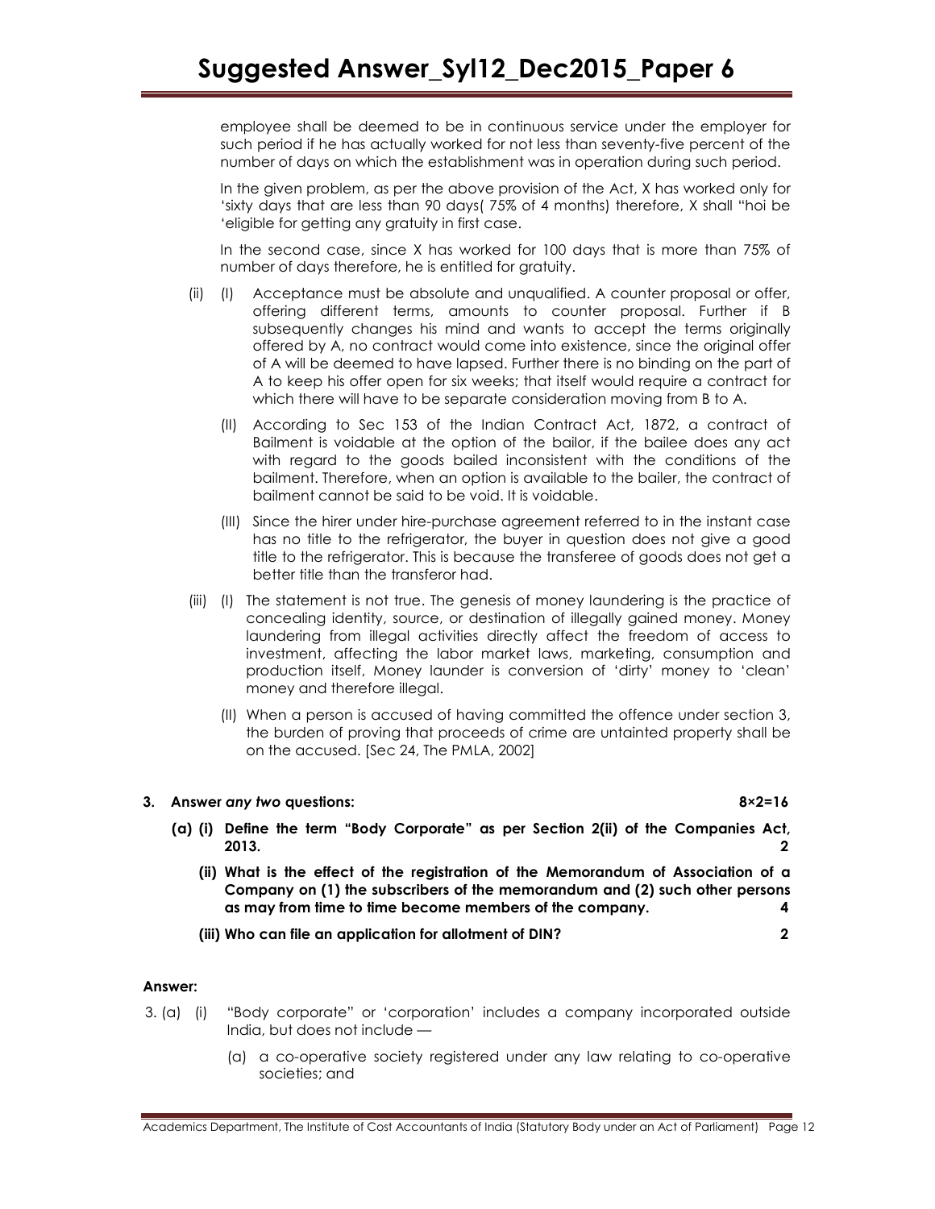employee shall be deemed to be in continuous service under the employer for such period if he has actually worked for not less than seventy-five percent of the number of days on which the establishment was in operation during such period.

In the given problem, as per the above provision of the Act, X has worked only for 'sixty days that are less than 90 days( 75% of 4 months) therefore, X shall "hoi be 'eligible for getting any gratuity in first case.

In the second case, since X has worked for 100 days that is more than 75% of number of days therefore, he is entitled for gratuity.

(ii) (I) Acceptance must be absolute and unqualified. A counter proposal or offer, offering different terms, amounts to counter proposal. Further if B subsequently changes his mind and wants to accept the terms originally offered by A, no contract would come into existence, since the original offer of A will be deemed to have lapsed. Further there is no binding on the part of A to keep his offer open for six weeks; that itself would require a contract for which there will have to be separate consideration moving from B to A.

(II) According to Sec 153 of the Indian Contract Act, 1872, a contract of Bailment is voidable at the option of the bailor, if the bailee does any act with regard to the goods bailed inconsistent with the conditions of the bailment. Therefore, when an option is available to the bailer, the contract of bailment cannot be said to be void. It is voidable.

(III) Since the hirer under hire-purchase agreement referred to in the instant case has no title to the refrigerator, the buyer in question does not give a good title to the refrigerator. This is because the transferee of goods does not get a better title than the transferor had.

(iii) (I) The statement is not true. The genesis of money laundering is the practice of concealing identity, source, or destination of illegally gained money. Money laundering from illegal activities directly affect the freedom of access to investment, affecting the labor market laws, marketing, consumption and production itself, Money launder is conversion of 'dirty' money to 'clean' money and therefore illegal.

(II) When a person is accused of having committed the offence under section 3, the burden of proving that proceeds of crime are untainted property shall be on the accused. [Sec 24, The PMLA, 2002]

**3. Answer *any two* questions: 8×2=16**

**(a) (i) Define the term "Body Corporate" as per Section 2(ii) of the Companies Act, 2013. 2**

**(ii) What is the effect of the registration of the Memorandum of Association of a Company on (1) the subscribers of the memorandum and (2) such other persons as may from time to time become members of the company. 4**

**(iii) Who can file an application for allotment of DIN? 2**

**Answer:**

3. (a) (i) "Body corporate" or 'corporation' includes a company incorporated outside India, but does not include —

(a) a co-operative society registered under any law relating to co-operative societies; and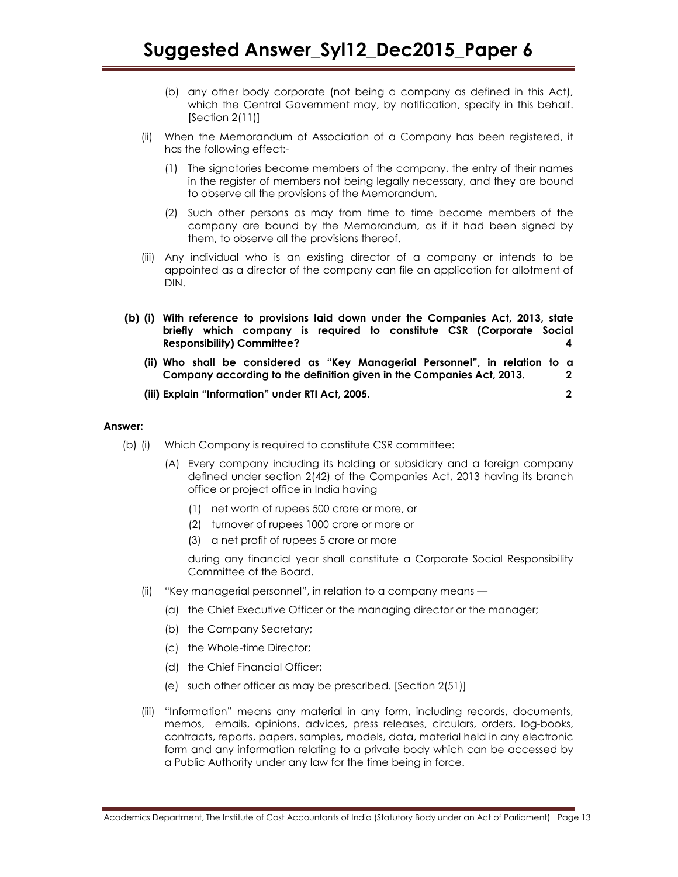(b) any other body corporate (not being a company as defined in this Act), which the Central Government may, by notification, specify in this behalf. [Section 2(11)]

(ii) When the Memorandum of Association of a Company has been registered, it has the following effect:-

(1) The signatories become members of the company, the entry of their names in the register of members not being legally necessary, and they are bound to observe all the provisions of the Memorandum.

(2) Such other persons as may from time to time become members of the company are bound by the Memorandum, as if it had been signed by them, to observe all the provisions thereof.

(iii) Any individual who is an existing director of a company or intends to be appointed as a director of the company can file an application for allotment of DIN.

**(b) (i) With reference to provisions laid down under the Companies Act, 2013, state briefly which company is required to constitute CSR (Corporate Social Responsibility) Committee? 4**

**(ii) Who shall be considered as "Key Managerial Personnel", in relation to a Company according to the definition given in the Companies Act, 2013. 2**

**(iii) Explain "Information" under RTI Act, 2005. 2**

**Answer:**

(b) (i) Which Company is required to constitute CSR committee:

(A) Every company including its holding or subsidiary and a foreign company defined under section 2(42) of the Companies Act, 2013 having its branch office or project office in India having

(1) net worth of rupees 500 crore or more, or

(2) turnover of rupees 1000 crore or more or

(3) a net profit of rupees 5 crore or more

during any financial year shall constitute a Corporate Social Responsibility Committee of the Board.

(ii) "Key managerial personnel", in relation to a company means —

(a) the Chief Executive Officer or the managing director or the manager;

(b) the Company Secretary;

(c) the Whole-time Director;

(d) the Chief Financial Officer;

(e) such other officer as may be prescribed. [Section 2(51)]

(iii) "Information" means any material in any form, including records, documents, memos, emails, opinions, advices, press releases, circulars, orders, log-books, contracts, reports, papers, samples, models, data, material held in any electronic form and any information relating to a private body which can be accessed by a Public Authority under any law for the time being in force.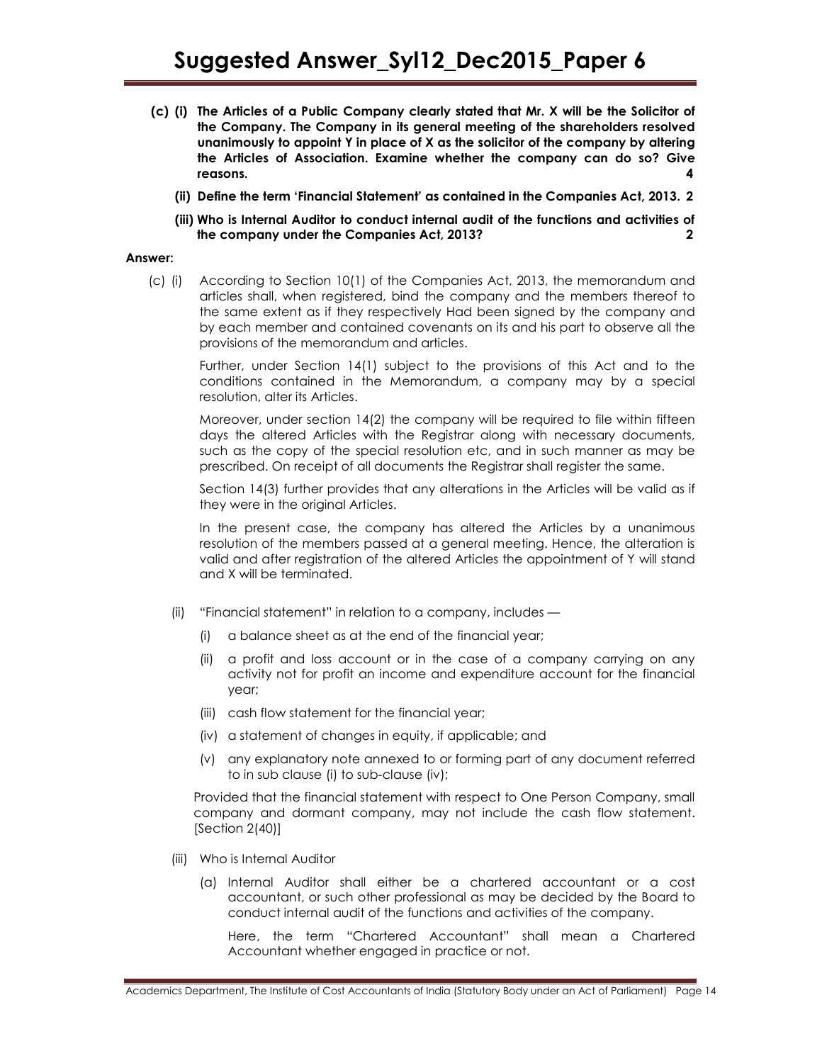**(c) (i) The Articles of a Public Company clearly stated that Mr. X will be the Solicitor of the Company. The Company in its general meeting of the shareholders resolved unanimously to appoint Y in place of X as the solicitor of the company by altering the Articles of Association. Examine whether the company can do so? Give reasons. 4**

**(ii) Define the term 'Financial Statement' as contained in the Companies Act, 2013. 2**

**(iii) Who is Internal Auditor to conduct internal audit of the functions and activities of the company under the Companies Act, 2013? 2**

**Answer:**

(c) (i) According to Section 10(1) of the Companies Act, 2013, the memorandum and articles shall, when registered, bind the company and the members thereof to the same extent as if they respectively Had been signed by the company and by each member and contained covenants on its and his part to observe all the provisions of the memorandum and articles.

Further, under Section 14(1) subject to the provisions of this Act and to the conditions contained in the Memorandum, a company may by a special resolution, alter its Articles.

Moreover, under section 14(2) the company will be required to file within fifteen days the altered Articles with the Registrar along with necessary documents, such as the copy of the special resolution etc, and in such manner as may be prescribed. On receipt of all documents the Registrar shall register the same.

Section 14(3) further provides that any alterations in the Articles will be valid as if they were in the original Articles.

In the present case, the company has altered the Articles by a unanimous resolution of the members passed at a general meeting. Hence, the alteration is valid and after registration of the altered Articles the appointment of Y will stand and X will be terminated.

(ii) "Financial statement" in relation to a company, includes —

(i) a balance sheet as at the end of the financial year;

(ii) a profit and loss account or in the case of a company carrying on any activity not for profit an income and expenditure account for the financial year;

(iii) cash flow statement for the financial year;

(iv) a statement of changes in equity, if applicable; and

(v) any explanatory note annexed to or forming part of any document referred to in sub clause (i) to sub-clause (iv);

Provided that the financial statement with respect to One Person Company, small company and dormant company, may not include the cash flow statement. [Section 2(40)]

(iii) Who is Internal Auditor

(a) Internal Auditor shall either be a chartered accountant or a cost accountant, or such other professional as may be decided by the Board to conduct internal audit of the functions and activities of the company.

Here, the term "Chartered Accountant" shall mean a Chartered Accountant whether engaged in practice or not.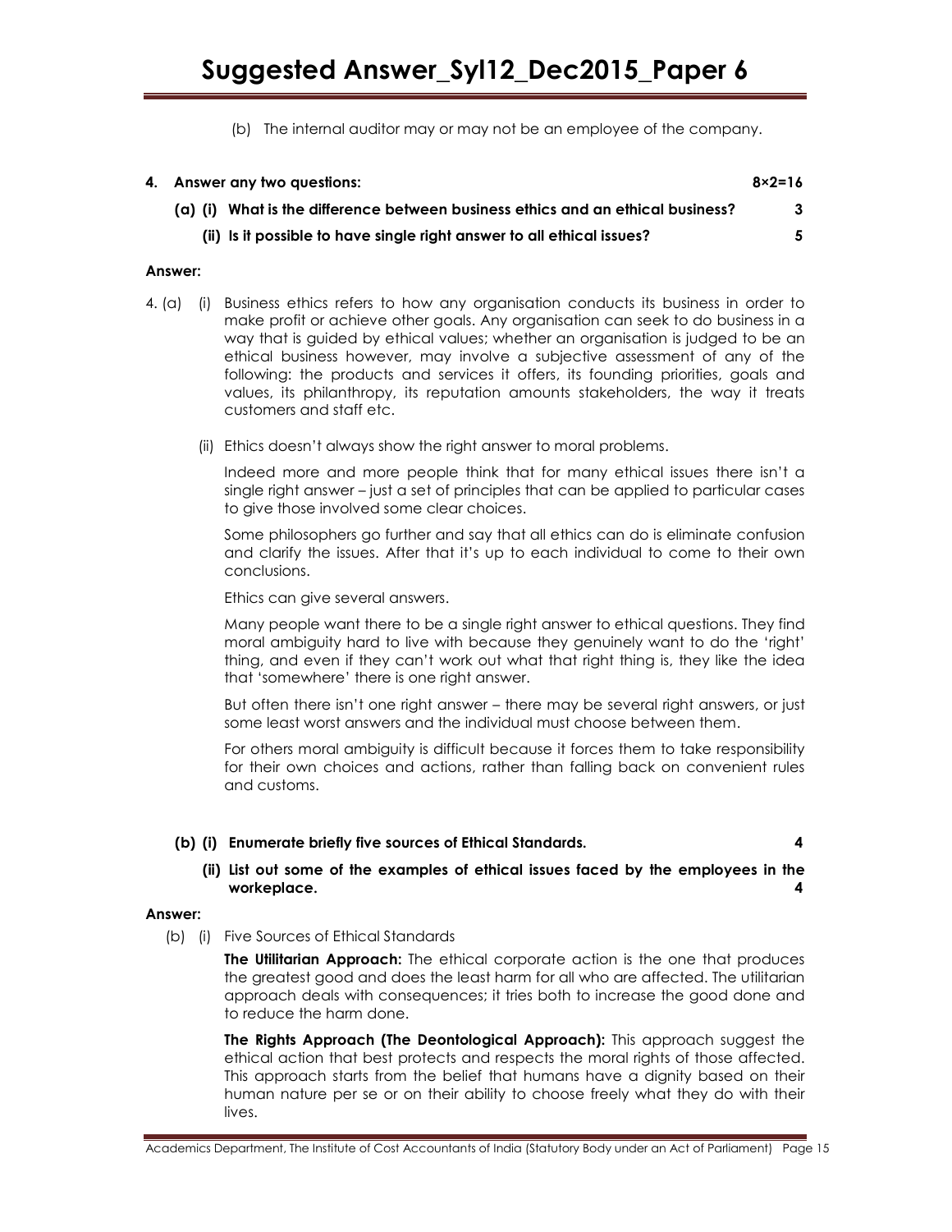(b) The internal auditor may or may not be an employee of the company.

**4. Answer any two questions: 8×2=16**

**(a) (i) What is the difference between business ethics and an ethical business? 3**

**(ii) Is it possible to have single right answer to all ethical issues? 5**

**Answer:**

4. (a) (i) Business ethics refers to how any organisation conducts its business in order to make profit or achieve other goals. Any organisation can seek to do business in a way that is guided by ethical values; whether an organisation is judged to be an ethical business however, may involve a subjective assessment of any of the following: the products and services it offers, its founding priorities, goals and values, its philanthropy, its reputation amounts stakeholders, the way it treats customers and staff etc.

(ii) Ethics doesn't always show the right answer to moral problems.

Indeed more and more people think that for many ethical issues there isn't a single right answer – just a set of principles that can be applied to particular cases to give those involved some clear choices.

Some philosophers go further and say that all ethics can do is eliminate confusion and clarify the issues. After that it's up to each individual to come to their own conclusions.

Ethics can give several answers.

Many people want there to be a single right answer to ethical questions. They find moral ambiguity hard to live with because they genuinely want to do the 'right' thing, and even if they can't work out what that right thing is, they like the idea that 'somewhere' there is one right answer.

But often there isn't one right answer – there may be several right answers, or just some least worst answers and the individual must choose between them.

For others moral ambiguity is difficult because it forces them to take responsibility for their own choices and actions, rather than falling back on convenient rules and customs.

**(b) (i) Enumerate briefly five sources of Ethical Standards. 4**

**(ii) List out some of the examples of ethical issues faced by the employees in the workeplace. 4**

**Answer:**

(b) (i) Five Sources of Ethical Standards

**The Utilitarian Approach:** The ethical corporate action is the one that produces the greatest good and does the least harm for all who are affected. The utilitarian approach deals with consequences; it tries both to increase the good done and to reduce the harm done.

**The Rights Approach (The Deontological Approach):** This approach suggest the ethical action that best protects and respects the moral rights of those affected. This approach starts from the belief that humans have a dignity based on their human nature per se or on their ability to choose freely what they do with their lives.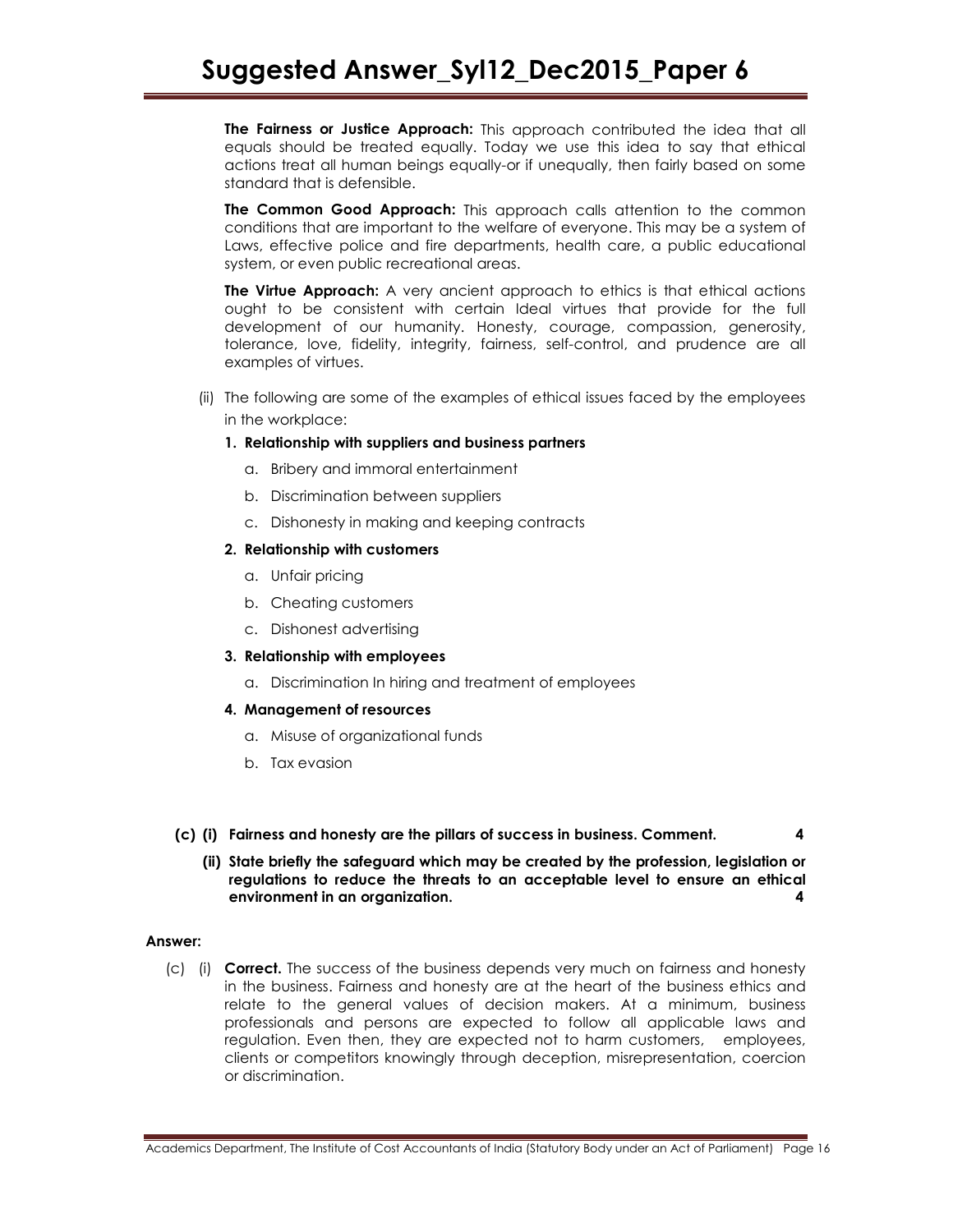**The Fairness or Justice Approach:** This approach contributed the idea that all equals should be treated equally. Today we use this idea to say that ethical actions treat all human beings equally-or if unequally, then fairly based on some standard that is defensible.

**The Common Good Approach:** This approach calls attention to the common conditions that are important to the welfare of everyone. This may be a system of Laws, effective police and fire departments, health care, a public educational system, or even public recreational areas.

**The Virtue Approach:** A very ancient approach to ethics is that ethical actions ought to be consistent with certain Ideal virtues that provide for the full development of our humanity. Honesty, courage, compassion, generosity, tolerance, love, fidelity, integrity, fairness, self-control, and prudence are all examples of virtues.

(ii) The following are some of the examples of ethical issues faced by the employees in the workplace:

**1. Relationship with suppliers and business partners**

a. Bribery and immoral entertainment

b. Discrimination between suppliers

c. Dishonesty in making and keeping contracts

**2. Relationship with customers**

a. Unfair pricing

b. Cheating customers

c. Dishonest advertising

**3. Relationship with employees**

a. Discrimination In hiring and treatment of employees

**4. Management of resources**

a. Misuse of organizational funds

b. Tax evasion

**(c) (i) Fairness and honesty are the pillars of success in business. Comment. 4**

**(ii) State briefly the safeguard which may be created by the profession, legislation or regulations to reduce the threats to an acceptable level to ensure an ethical environment in an organization. 4**

**Answer:**

(c) (i) **Correct.** The success of the business depends very much on fairness and honesty in the business. Fairness and honesty are at the heart of the business ethics and relate to the general values of decision makers. At a minimum, business professionals and persons are expected to follow all applicable laws and regulation. Even then, they are expected not to harm customers, employees, clients or competitors knowingly through deception, misrepresentation, coercion or discrimination.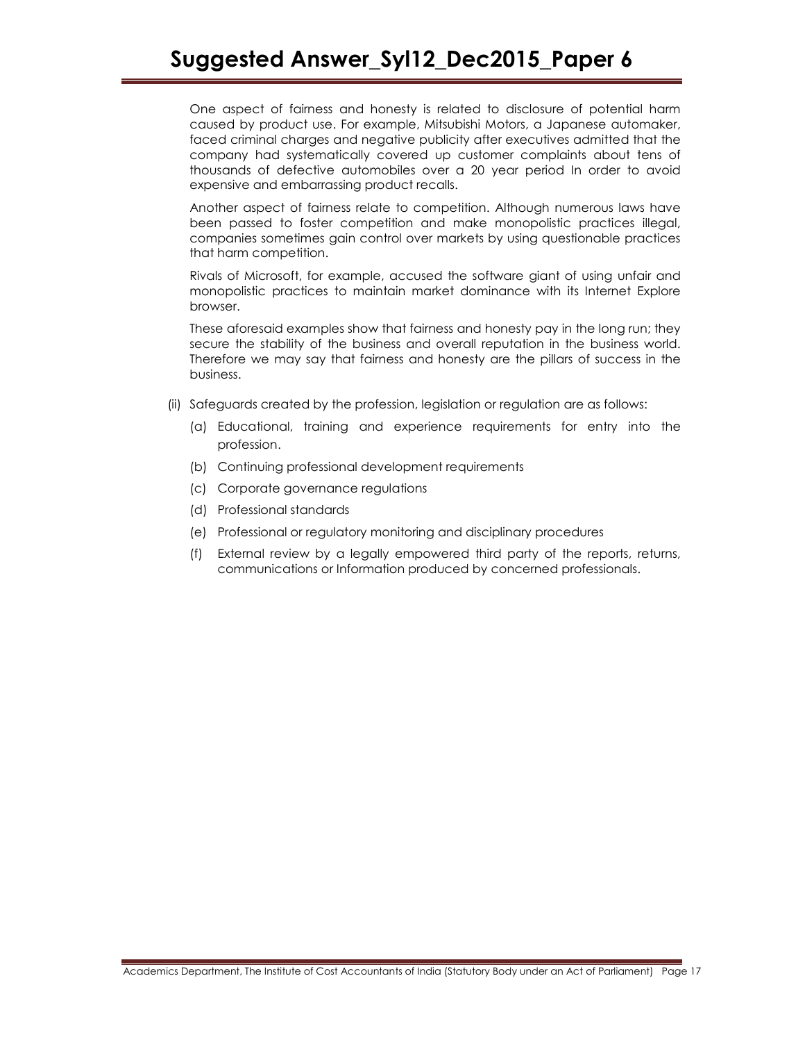One aspect of fairness and honesty is related to disclosure of potential harm caused by product use. For example, Mitsubishi Motors, a Japanese automaker, faced criminal charges and negative publicity after executives admitted that the company had systematically covered up customer complaints about tens of thousands of defective automobiles over a 20 year period In order to avoid expensive and embarrassing product recalls.

Another aspect of fairness relate to competition. Although numerous laws have been passed to foster competition and make monopolistic practices illegal, companies sometimes gain control over markets by using questionable practices that harm competition.

Rivals of Microsoft, for example, accused the software giant of using unfair and monopolistic practices to maintain market dominance with its Internet Explore browser.

These aforesaid examples show that fairness and honesty pay in the long run; they secure the stability of the business and overall reputation in the business world. Therefore we may say that fairness and honesty are the pillars of success in the business.

(ii) Safeguards created by the profession, legislation or regulation are as follows:

(a) Educational, training and experience requirements for entry into the profession.

(b) Continuing professional development requirements

(c) Corporate governance regulations

(d) Professional standards

(e) Professional or regulatory monitoring and disciplinary procedures

(f) External review by a legally empowered third party of the reports, returns, communications or Information produced by concerned professionals.